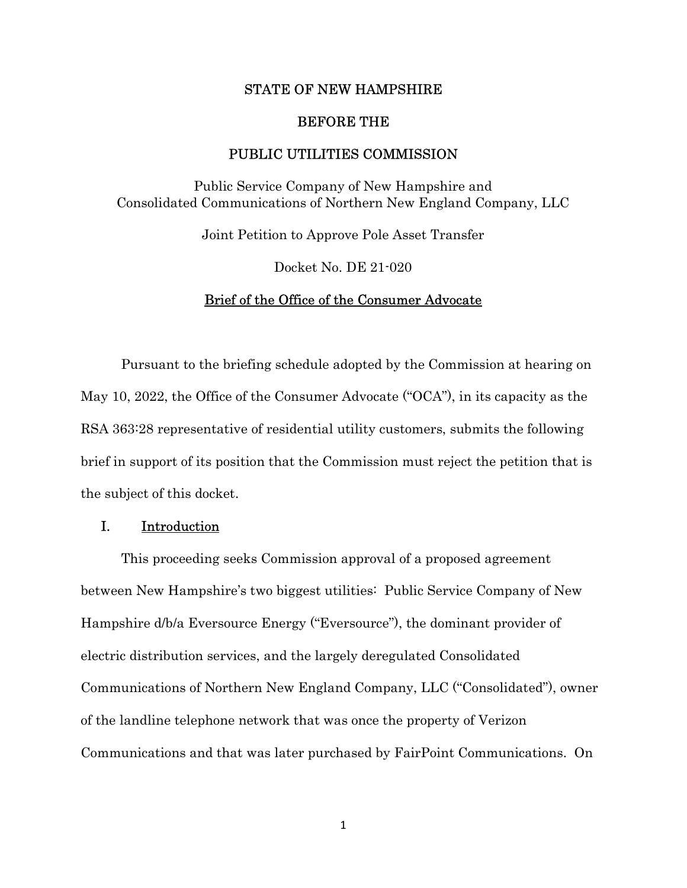STATE OF NEW HAMPSHIRE

BEFORE THE

PUBLIC UTILITIES COMMISSION

Public Service Company of New Hampshire and
Consolidated Communications of Northern New England Company, LLC

Joint Petition to Approve Pole Asset Transfer

Docket No. DE 21-020

<u>Brief of the Office of the Consumer Advocate</u>

Pursuant to the briefing schedule adopted by the Commission at hearing on May 10, 2022, the Office of the Consumer Advocate ("OCA"), in its capacity as the RSA 363:28 representative of residential utility customers, submits the following brief in support of its position that the Commission must reject the petition that is the subject of this docket.

## I. <u>Introduction</u>

This proceeding seeks Commission approval of a proposed agreement between New Hampshire's two biggest utilities: Public Service Company of New Hampshire d/b/a Eversource Energy ("Eversource"), the dominant provider of electric distribution services, and the largely deregulated Consolidated Communications of Northern New England Company, LLC ("Consolidated"), owner of the landline telephone network that was once the property of Verizon Communications and that was later purchased by FairPoint Communications. On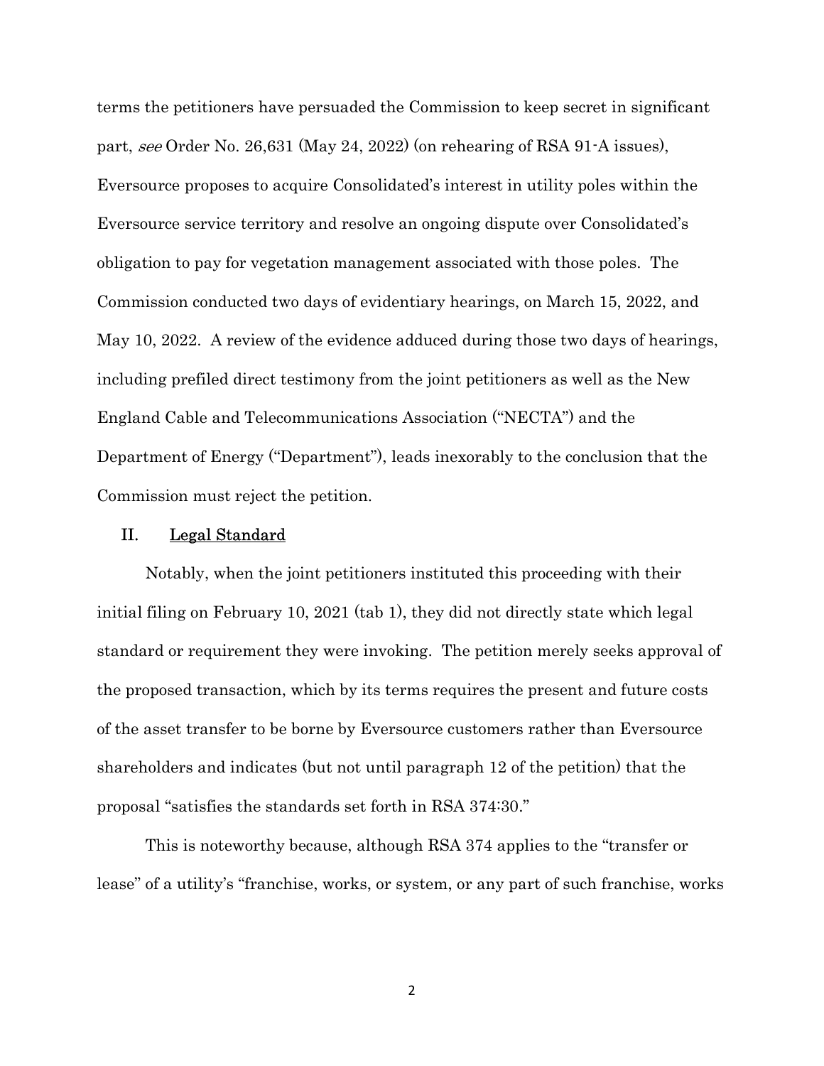terms the petitioners have persuaded the Commission to keep secret in significant part, *see* Order No. 26,631 (May 24, 2022) (on rehearing of RSA 91-A issues), Eversource proposes to acquire Consolidated's interest in utility poles within the Eversource service territory and resolve an ongoing dispute over Consolidated's obligation to pay for vegetation management associated with those poles. The Commission conducted two days of evidentiary hearings, on March 15, 2022, and May 10, 2022. A review of the evidence adduced during those two days of hearings, including prefiled direct testimony from the joint petitioners as well as the New England Cable and Telecommunications Association ("NECTA") and the Department of Energy ("Department"), leads inexorably to the conclusion that the Commission must reject the petition.

## II. Legal Standard

Notably, when the joint petitioners instituted this proceeding with their initial filing on February 10, 2021 (tab 1), they did not directly state which legal standard or requirement they were invoking. The petition merely seeks approval of the proposed transaction, which by its terms requires the present and future costs of the asset transfer to be borne by Eversource customers rather than Eversource shareholders and indicates (but not until paragraph 12 of the petition) that the proposal "satisfies the standards set forth in RSA 374:30."

This is noteworthy because, although RSA 374 applies to the "transfer or lease" of a utility's "franchise, works, or system, or any part of such franchise, works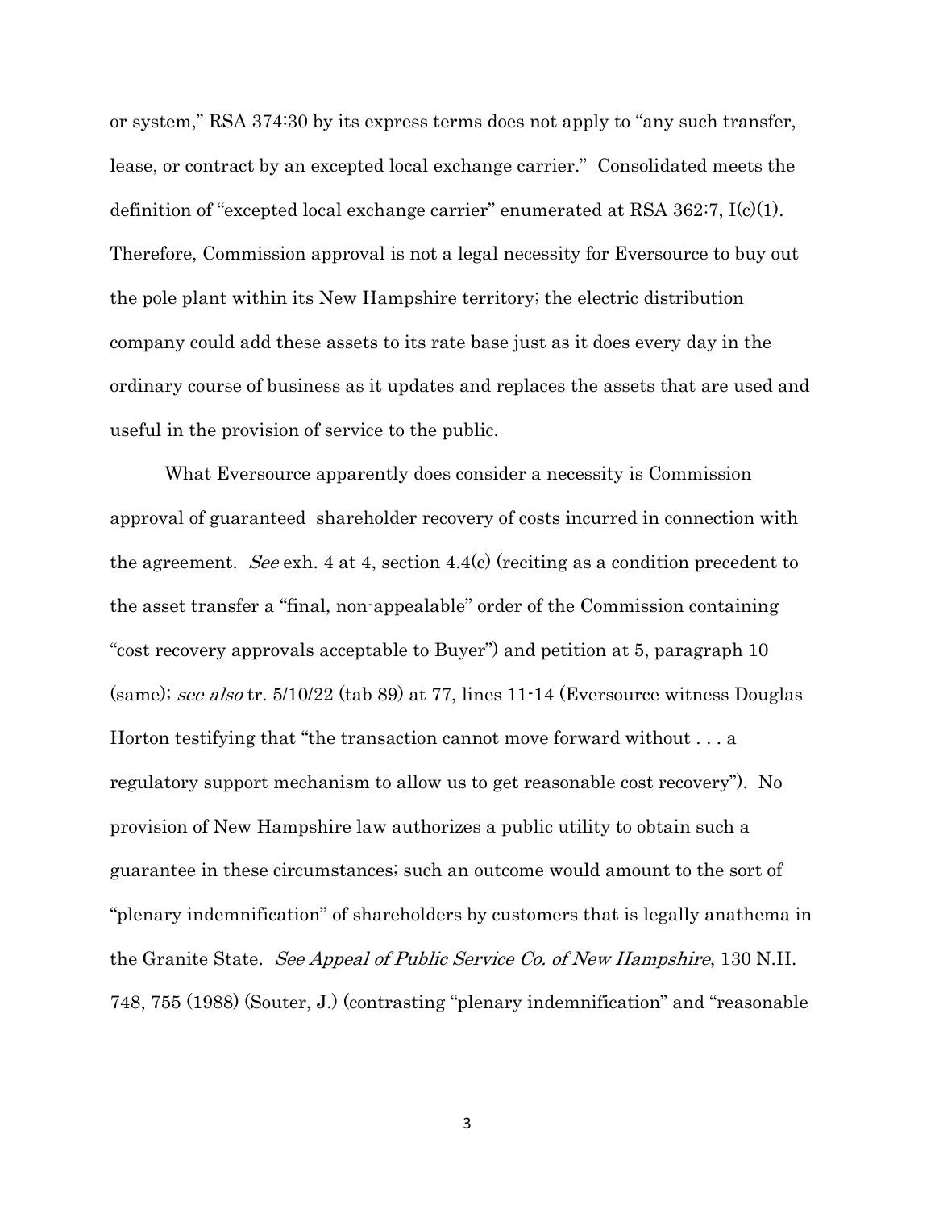or system," RSA 374:30 by its express terms does not apply to "any such transfer, lease, or contract by an excepted local exchange carrier." Consolidated meets the definition of "excepted local exchange carrier" enumerated at RSA 362:7, I(c)(1). Therefore, Commission approval is not a legal necessity for Eversource to buy out the pole plant within its New Hampshire territory; the electric distribution company could add these assets to its rate base just as it does every day in the ordinary course of business as it updates and replaces the assets that are used and useful in the provision of service to the public.

What Eversource apparently does consider a necessity is Commission approval of guaranteed shareholder recovery of costs incurred in connection with the agreement. *See* exh. 4 at 4, section 4.4(c) (reciting as a condition precedent to the asset transfer a "final, non-appealable" order of the Commission containing "cost recovery approvals acceptable to Buyer") and petition at 5, paragraph 10 (same); *see also* tr. 5/10/22 (tab 89) at 77, lines 11-14 (Eversource witness Douglas Horton testifying that "the transaction cannot move forward without . . . a regulatory support mechanism to allow us to get reasonable cost recovery"). No provision of New Hampshire law authorizes a public utility to obtain such a guarantee in these circumstances; such an outcome would amount to the sort of "plenary indemnification" of shareholders by customers that is legally anathema in the Granite State. *See Appeal of Public Service Co. of New Hampshire*, 130 N.H. 748, 755 (1988) (Souter, J.) (contrasting "plenary indemnification" and "reasonable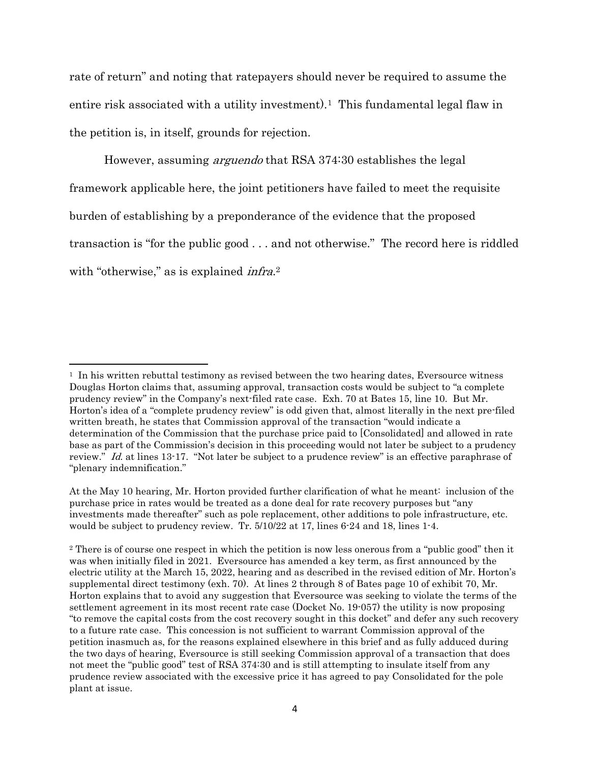rate of return" and noting that ratepayers should never be required to assume the entire risk associated with a utility investment).[1] This fundamental legal flaw in the petition is, in itself, grounds for rejection.

However, assuming *arguendo* that RSA 374:30 establishes the legal framework applicable here, the joint petitioners have failed to meet the requisite burden of establishing by a preponderance of the evidence that the proposed transaction is "for the public good . . . and not otherwise." The record here is riddled with "otherwise," as is explained *infra*.[2]

---

[1] In his written rebuttal testimony as revised between the two hearing dates, Eversource witness Douglas Horton claims that, assuming approval, transaction costs would be subject to "a complete prudency review" in the Company's next-filed rate case. Exh. 70 at Bates 15, line 10. But Mr. Horton's idea of a "complete prudency review" is odd given that, almost literally in the next pre-filed written breath, he states that Commission approval of the transaction "would indicate a determination of the Commission that the purchase price paid to [Consolidated] and allowed in rate base as part of the Commission's decision in this proceeding would not later be subject to a prudency review." *Id.* at lines 13-17. "Not later be subject to a prudence review" is an effective paraphrase of "plenary indemnification."

At the May 10 hearing, Mr. Horton provided further clarification of what he meant: inclusion of the purchase price in rates would be treated as a done deal for rate recovery purposes but "any investments made thereafter" such as pole replacement, other additions to pole infrastructure, etc. would be subject to prudency review. Tr. 5/10/22 at 17, lines 6-24 and 18, lines 1-4.

[2] There is of course one respect in which the petition is now less onerous from a "public good" then it was when initially filed in 2021. Eversource has amended a key term, as first announced by the electric utility at the March 15, 2022, hearing and as described in the revised edition of Mr. Horton's supplemental direct testimony (exh. 70). At lines 2 through 8 of Bates page 10 of exhibit 70, Mr. Horton explains that to avoid any suggestion that Eversource was seeking to violate the terms of the settlement agreement in its most recent rate case (Docket No. 19-057) the utility is now proposing "to remove the capital costs from the cost recovery sought in this docket" and defer any such recovery to a future rate case. This concession is not sufficient to warrant Commission approval of the petition inasmuch as, for the reasons explained elsewhere in this brief and as fully adduced during the two days of hearing, Eversource is still seeking Commission approval of a transaction that does not meet the "public good" test of RSA 374:30 and is still attempting to insulate itself from any prudence review associated with the excessive price it has agreed to pay Consolidated for the pole plant at issue.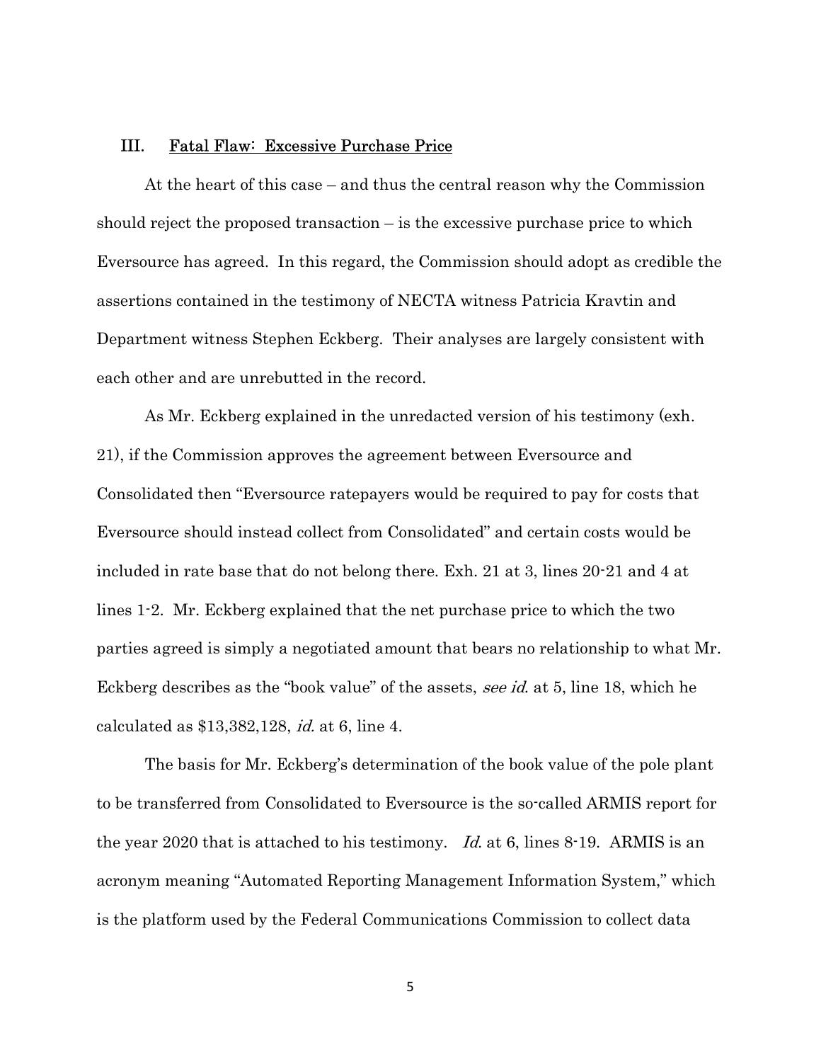## III. Fatal Flaw: Excessive Purchase Price

At the heart of this case – and thus the central reason why the Commission should reject the proposed transaction – is the excessive purchase price to which Eversource has agreed. In this regard, the Commission should adopt as credible the assertions contained in the testimony of NECTA witness Patricia Kravtin and Department witness Stephen Eckberg. Their analyses are largely consistent with each other and are unrebutted in the record.

As Mr. Eckberg explained in the unredacted version of his testimony (exh. 21), if the Commission approves the agreement between Eversource and Consolidated then "Eversource ratepayers would be required to pay for costs that Eversource should instead collect from Consolidated" and certain costs would be included in rate base that do not belong there. Exh. 21 at 3, lines 20-21 and 4 at lines 1-2. Mr. Eckberg explained that the net purchase price to which the two parties agreed is simply a negotiated amount that bears no relationship to what Mr. Eckberg describes as the "book value" of the assets, *see id.* at 5, line 18, which he calculated as $13,382,128, *id.* at 6, line 4.

The basis for Mr. Eckberg's determination of the book value of the pole plant to be transferred from Consolidated to Eversource is the so-called ARMIS report for the year 2020 that is attached to his testimony. *Id.* at 6, lines 8-19. ARMIS is an acronym meaning "Automated Reporting Management Information System," which is the platform used by the Federal Communications Commission to collect data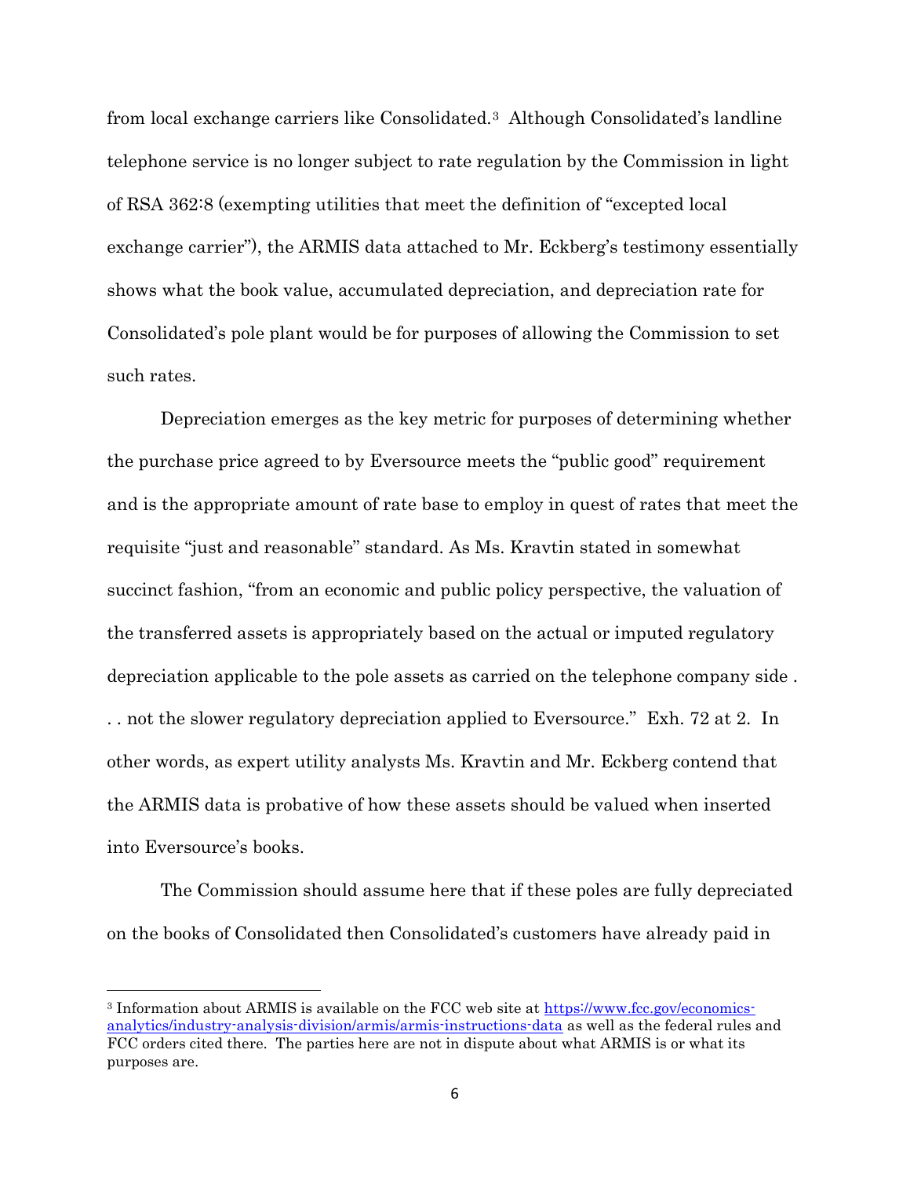from local exchange carriers like Consolidated.[3] Although Consolidated's landline telephone service is no longer subject to rate regulation by the Commission in light of RSA 362:8 (exempting utilities that meet the definition of "excepted local exchange carrier"), the ARMIS data attached to Mr. Eckberg's testimony essentially shows what the book value, accumulated depreciation, and depreciation rate for Consolidated's pole plant would be for purposes of allowing the Commission to set such rates.

Depreciation emerges as the key metric for purposes of determining whether the purchase price agreed to by Eversource meets the "public good" requirement and is the appropriate amount of rate base to employ in quest of rates that meet the requisite "just and reasonable" standard. As Ms. Kravtin stated in somewhat succinct fashion, "from an economic and public policy perspective, the valuation of the transferred assets is appropriately based on the actual or imputed regulatory depreciation applicable to the pole assets as carried on the telephone company side . . . not the slower regulatory depreciation applied to Eversource." Exh. 72 at 2. In other words, as expert utility analysts Ms. Kravtin and Mr. Eckberg contend that the ARMIS data is probative of how these assets should be valued when inserted into Eversource's books.

The Commission should assume here that if these poles are fully depreciated on the books of Consolidated then Consolidated's customers have already paid in

---

[3] Information about ARMIS is available on the FCC web site at [https://www.fcc.gov/economics-analytics/industry-analysis-division/armis/armis-instructions-data](https://www.fcc.gov/economics-analytics/industry-analysis-division/armis/armis-instructions-data) as well as the federal rules and FCC orders cited there. The parties here are not in dispute about what ARMIS is or what its purposes are.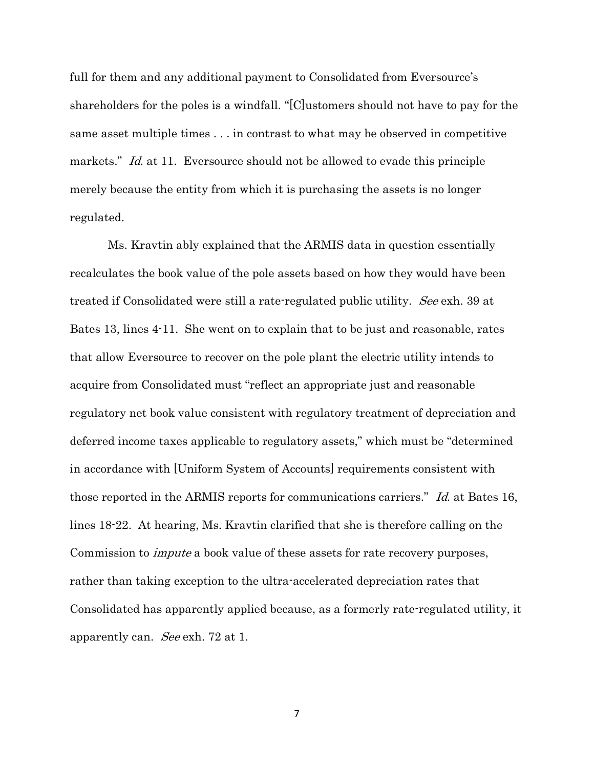full for them and any additional payment to Consolidated from Eversource's shareholders for the poles is a windfall. "[C]ustomers should not have to pay for the same asset multiple times . . . in contrast to what may be observed in competitive markets." *Id.* at 11. Eversource should not be allowed to evade this principle merely because the entity from which it is purchasing the assets is no longer regulated.

Ms. Kravtin ably explained that the ARMIS data in question essentially recalculates the book value of the pole assets based on how they would have been treated if Consolidated were still a rate-regulated public utility. *See* exh. 39 at Bates 13, lines 4-11. She went on to explain that to be just and reasonable, rates that allow Eversource to recover on the pole plant the electric utility intends to acquire from Consolidated must "reflect an appropriate just and reasonable regulatory net book value consistent with regulatory treatment of depreciation and deferred income taxes applicable to regulatory assets," which must be "determined in accordance with [Uniform System of Accounts] requirements consistent with those reported in the ARMIS reports for communications carriers." *Id.* at Bates 16, lines 18-22. At hearing, Ms. Kravtin clarified that she is therefore calling on the Commission to *impute* a book value of these assets for rate recovery purposes, rather than taking exception to the ultra-accelerated depreciation rates that Consolidated has apparently applied because, as a formerly rate-regulated utility, it apparently can. *See* exh. 72 at 1.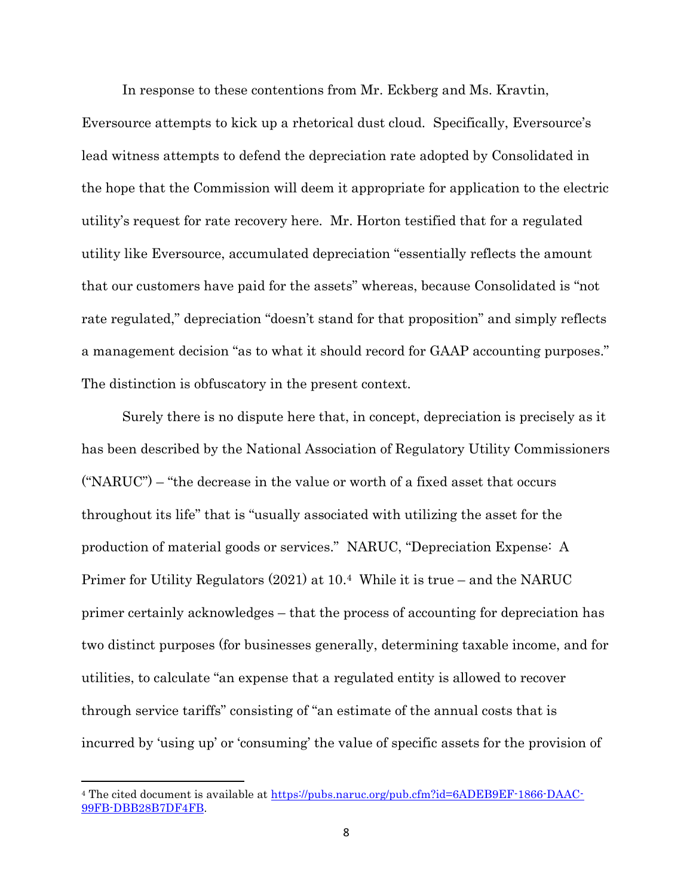In response to these contentions from Mr. Eckberg and Ms. Kravtin, Eversource attempts to kick up a rhetorical dust cloud. Specifically, Eversource's lead witness attempts to defend the depreciation rate adopted by Consolidated in the hope that the Commission will deem it appropriate for application to the electric utility's request for rate recovery here. Mr. Horton testified that for a regulated utility like Eversource, accumulated depreciation "essentially reflects the amount that our customers have paid for the assets" whereas, because Consolidated is "not rate regulated," depreciation "doesn't stand for that proposition" and simply reflects a management decision "as to what it should record for GAAP accounting purposes." The distinction is obfuscatory in the present context.

Surely there is no dispute here that, in concept, depreciation is precisely as it has been described by the National Association of Regulatory Utility Commissioners ("NARUC") – "the decrease in the value or worth of a fixed asset that occurs throughout its life" that is "usually associated with utilizing the asset for the production of material goods or services." NARUC, "Depreciation Expense: A Primer for Utility Regulators (2021) at 10.[4] While it is true – and the NARUC primer certainly acknowledges – that the process of accounting for depreciation has two distinct purposes (for businesses generally, determining taxable income, and for utilities, to calculate "an expense that a regulated entity is allowed to recover through service tariffs" consisting of "an estimate of the annual costs that is incurred by 'using up' or 'consuming' the value of specific assets for the provision of

[4] The cited document is available at https://pubs.naruc.org/pub.cfm?id=6ADEB9EF-1866-DAAC-99FB-DBB28B7DF4FB.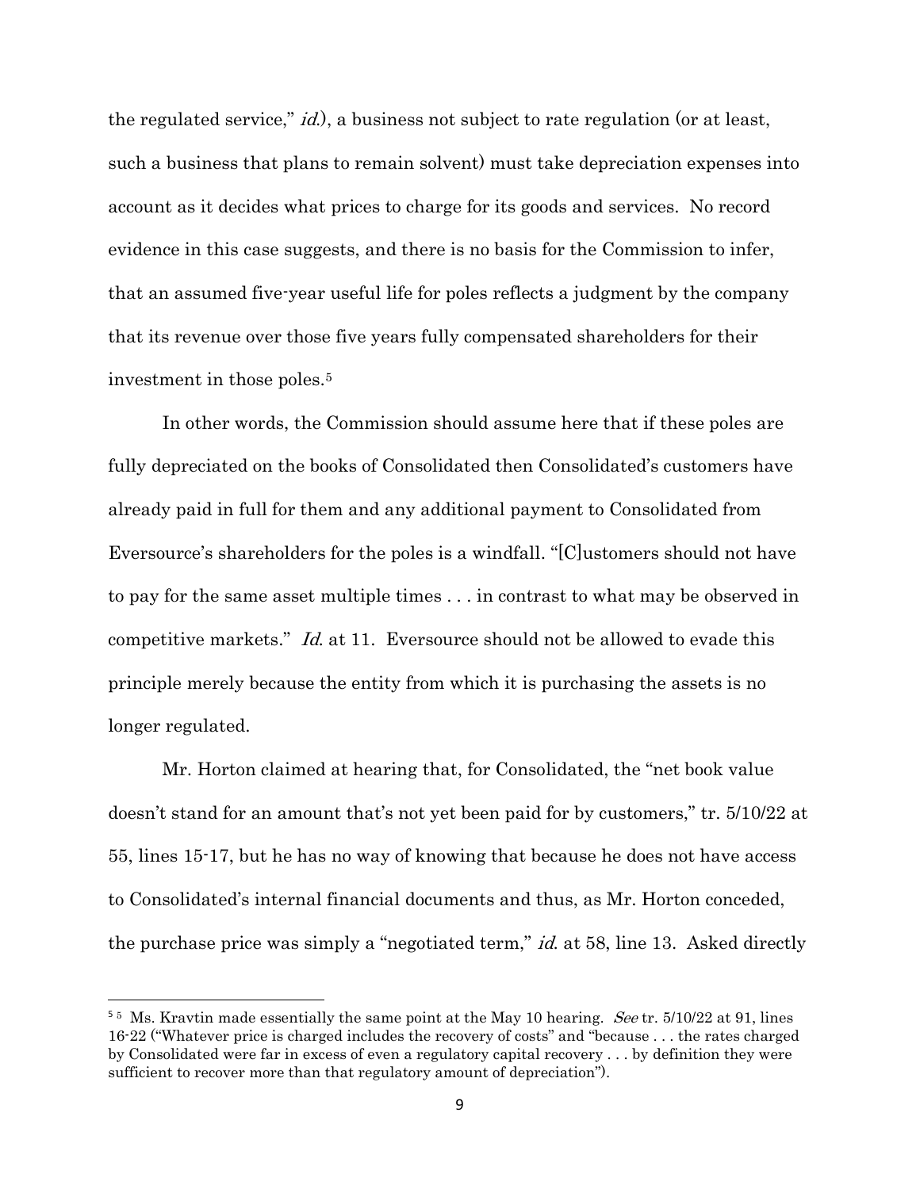the regulated service," *id.*), a business not subject to rate regulation (or at least, such a business that plans to remain solvent) must take depreciation expenses into account as it decides what prices to charge for its goods and services. No record evidence in this case suggests, and there is no basis for the Commission to infer, that an assumed five-year useful life for poles reflects a judgment by the company that its revenue over those five years fully compensated shareholders for their investment in those poles.[5]

In other words, the Commission should assume here that if these poles are fully depreciated on the books of Consolidated then Consolidated's customers have already paid in full for them and any additional payment to Consolidated from Eversource's shareholders for the poles is a windfall. "[C]ustomers should not have to pay for the same asset multiple times . . . in contrast to what may be observed in competitive markets." *Id.* at 11. Eversource should not be allowed to evade this principle merely because the entity from which it is purchasing the assets is no longer regulated.

Mr. Horton claimed at hearing that, for Consolidated, the "net book value doesn't stand for an amount that's not yet been paid for by customers," tr. 5/10/22 at 55, lines 15-17, but he has no way of knowing that because he does not have access to Consolidated's internal financial documents and thus, as Mr. Horton conceded, the purchase price was simply a "negotiated term," *id.* at 58, line 13. Asked directly

---

[5] [5] Ms. Kravtin made essentially the same point at the May 10 hearing. *See* tr. 5/10/22 at 91, lines 16-22 ("Whatever price is charged includes the recovery of costs" and "because . . . the rates charged by Consolidated were far in excess of even a regulatory capital recovery . . . by definition they were sufficient to recover more than that regulatory amount of depreciation").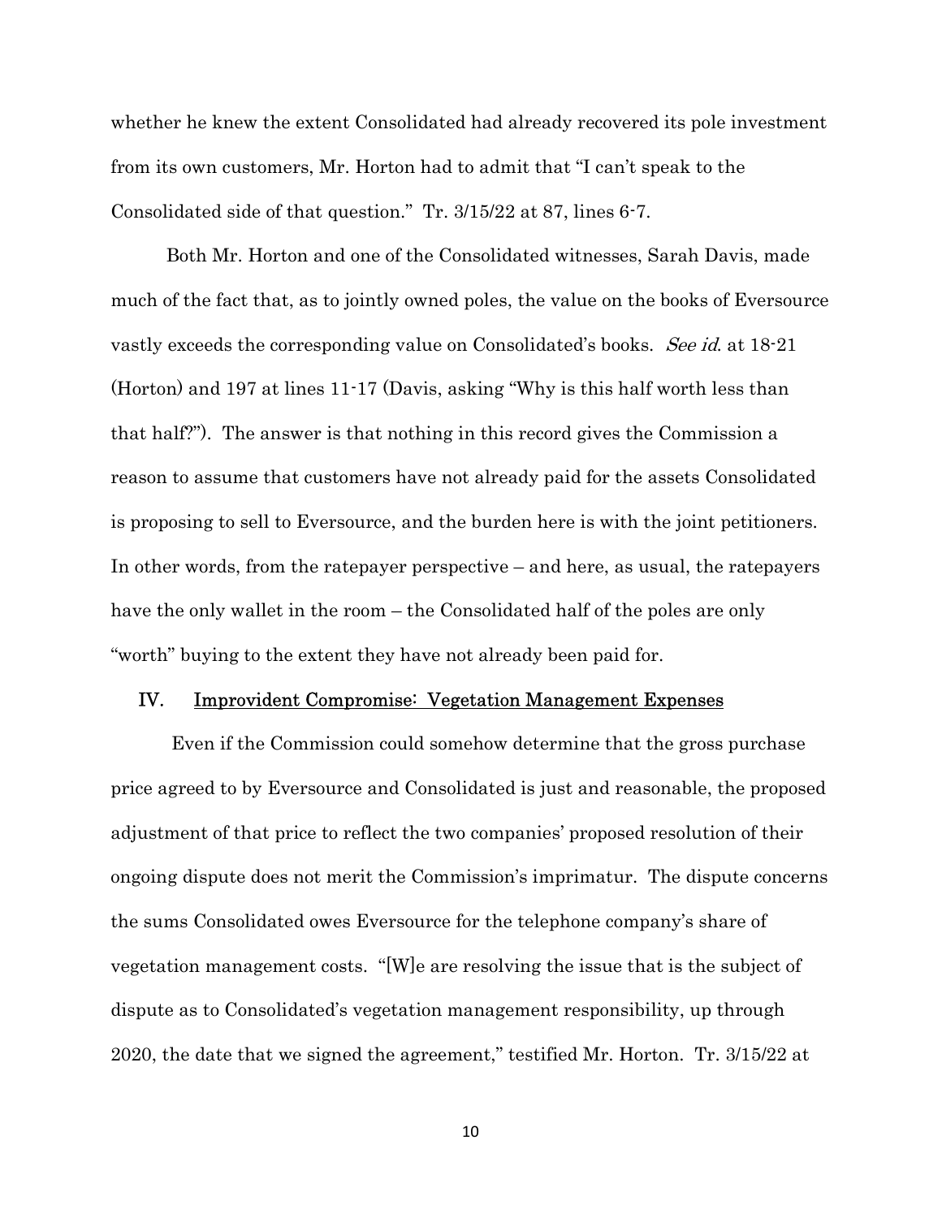whether he knew the extent Consolidated had already recovered its pole investment from its own customers, Mr. Horton had to admit that "I can't speak to the Consolidated side of that question." Tr. 3/15/22 at 87, lines 6-7.

Both Mr. Horton and one of the Consolidated witnesses, Sarah Davis, made much of the fact that, as to jointly owned poles, the value on the books of Eversource vastly exceeds the corresponding value on Consolidated's books. *See id.* at 18-21 (Horton) and 197 at lines 11-17 (Davis, asking "Why is this half worth less than that half?"). The answer is that nothing in this record gives the Commission a reason to assume that customers have not already paid for the assets Consolidated is proposing to sell to Eversource, and the burden here is with the joint petitioners. In other words, from the ratepayer perspective – and here, as usual, the ratepayers have the only wallet in the room – the Consolidated half of the poles are only "worth" buying to the extent they have not already been paid for.

## IV. Improvident Compromise: Vegetation Management Expenses

Even if the Commission could somehow determine that the gross purchase price agreed to by Eversource and Consolidated is just and reasonable, the proposed adjustment of that price to reflect the two companies' proposed resolution of their ongoing dispute does not merit the Commission's imprimatur. The dispute concerns the sums Consolidated owes Eversource for the telephone company's share of vegetation management costs. "[W]e are resolving the issue that is the subject of dispute as to Consolidated's vegetation management responsibility, up through 2020, the date that we signed the agreement," testified Mr. Horton. Tr. 3/15/22 at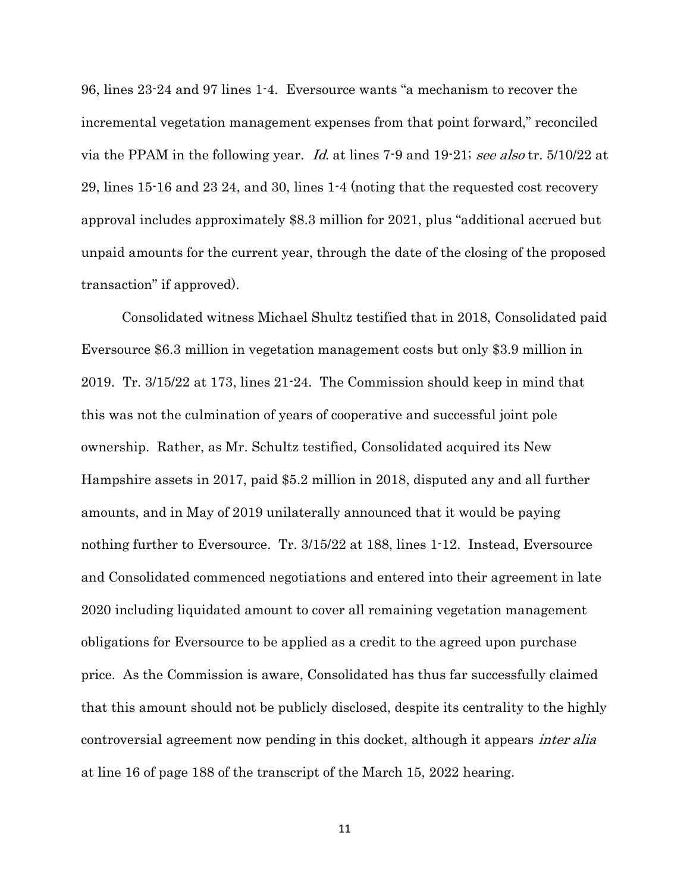96, lines 23-24 and 97 lines 1-4. Eversource wants "a mechanism to recover the incremental vegetation management expenses from that point forward," reconciled via the PPAM in the following year. *Id.* at lines 7-9 and 19-21; *see also* tr. 5/10/22 at 29, lines 15-16 and 23 24, and 30, lines 1-4 (noting that the requested cost recovery approval includes approximately $8.3 million for 2021, plus "additional accrued but unpaid amounts for the current year, through the date of the closing of the proposed transaction" if approved).

Consolidated witness Michael Shultz testified that in 2018, Consolidated paid Eversource $6.3 million in vegetation management costs but only $3.9 million in 2019. Tr. 3/15/22 at 173, lines 21-24. The Commission should keep in mind that this was not the culmination of years of cooperative and successful joint pole ownership. Rather, as Mr. Schultz testified, Consolidated acquired its New Hampshire assets in 2017, paid $5.2 million in 2018, disputed any and all further amounts, and in May of 2019 unilaterally announced that it would be paying nothing further to Eversource. Tr. 3/15/22 at 188, lines 1-12. Instead, Eversource and Consolidated commenced negotiations and entered into their agreement in late 2020 including liquidated amount to cover all remaining vegetation management obligations for Eversource to be applied as a credit to the agreed upon purchase price. As the Commission is aware, Consolidated has thus far successfully claimed that this amount should not be publicly disclosed, despite its centrality to the highly controversial agreement now pending in this docket, although it appears *inter alia* at line 16 of page 188 of the transcript of the March 15, 2022 hearing.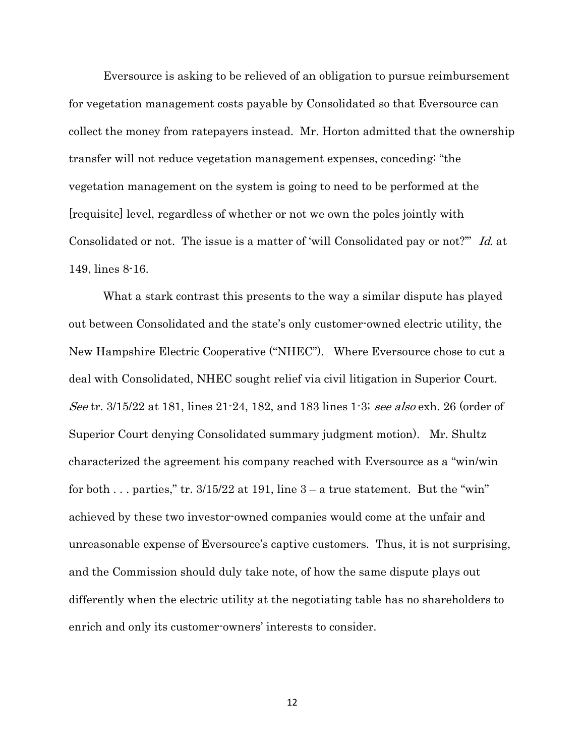Eversource is asking to be relieved of an obligation to pursue reimbursement for vegetation management costs payable by Consolidated so that Eversource can collect the money from ratepayers instead. Mr. Horton admitted that the ownership transfer will not reduce vegetation management expenses, conceding: "the vegetation management on the system is going to need to be performed at the [requisite] level, regardless of whether or not we own the poles jointly with Consolidated or not. The issue is a matter of 'will Consolidated pay or not?'" *Id.* at 149, lines 8-16.

What a stark contrast this presents to the way a similar dispute has played out between Consolidated and the state's only customer-owned electric utility, the New Hampshire Electric Cooperative ("NHEC"). Where Eversource chose to cut a deal with Consolidated, NHEC sought relief via civil litigation in Superior Court. *See* tr. 3/15/22 at 181, lines 21-24, 182, and 183 lines 1-3; *see also* exh. 26 (order of Superior Court denying Consolidated summary judgment motion). Mr. Shultz characterized the agreement his company reached with Eversource as a "win/win for both . . . parties," tr. 3/15/22 at 191, line 3 – a true statement. But the "win" achieved by these two investor-owned companies would come at the unfair and unreasonable expense of Eversource's captive customers. Thus, it is not surprising, and the Commission should duly take note, of how the same dispute plays out differently when the electric utility at the negotiating table has no shareholders to enrich and only its customer-owners' interests to consider.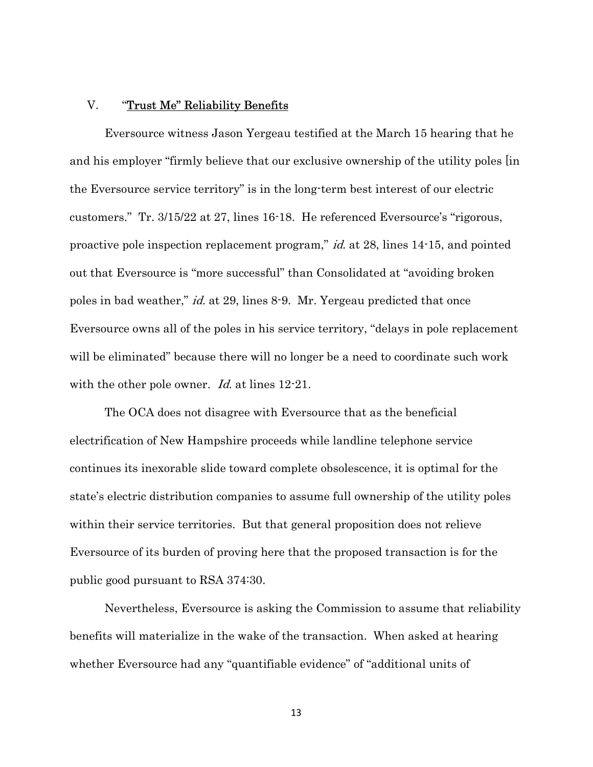## V. "Trust Me" Reliability Benefits

Eversource witness Jason Yergeau testified at the March 15 hearing that he and his employer "firmly believe that our exclusive ownership of the utility poles [in the Eversource service territory" is in the long-term best interest of our electric customers." Tr. 3/15/22 at 27, lines 16-18. He referenced Eversource's "rigorous, proactive pole inspection replacement program," *id.* at 28, lines 14-15, and pointed out that Eversource is "more successful" than Consolidated at "avoiding broken poles in bad weather," *id.* at 29, lines 8-9. Mr. Yergeau predicted that once Eversource owns all of the poles in his service territory, "delays in pole replacement will be eliminated" because there will no longer be a need to coordinate such work with the other pole owner. *Id.* at lines 12-21.

The OCA does not disagree with Eversource that as the beneficial electrification of New Hampshire proceeds while landline telephone service continues its inexorable slide toward complete obsolescence, it is optimal for the state's electric distribution companies to assume full ownership of the utility poles within their service territories. But that general proposition does not relieve Eversource of its burden of proving here that the proposed transaction is for the public good pursuant to RSA 374:30.

Nevertheless, Eversource is asking the Commission to assume that reliability benefits will materialize in the wake of the transaction. When asked at hearing whether Eversource had any "quantifiable evidence" of "additional units of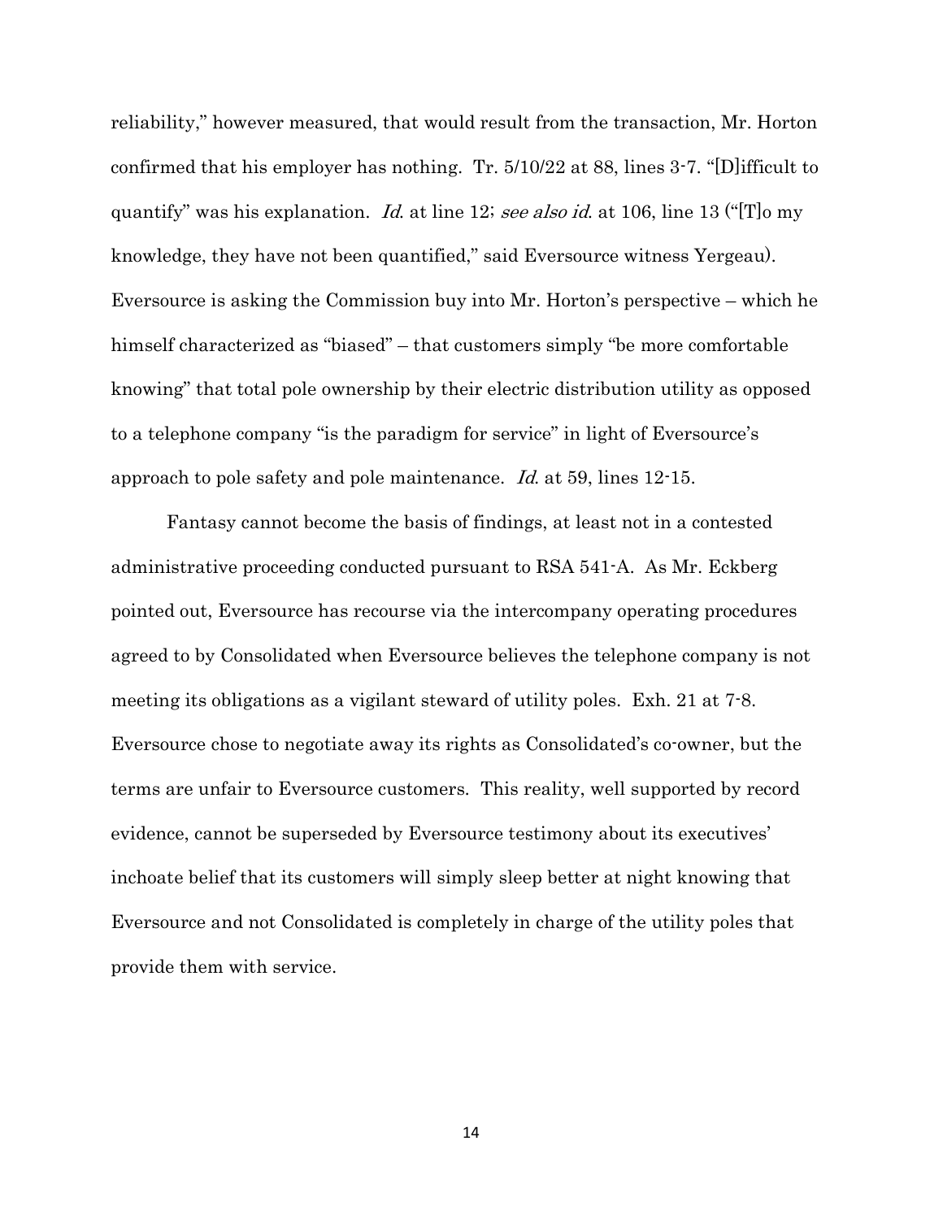reliability," however measured, that would result from the transaction, Mr. Horton confirmed that his employer has nothing. Tr. 5/10/22 at 88, lines 3-7. "[D]ifficult to quantify" was his explanation. *Id.* at line 12; *see also id.* at 106, line 13 ("[T]o my knowledge, they have not been quantified," said Eversource witness Yergeau). Eversource is asking the Commission buy into Mr. Horton's perspective – which he himself characterized as "biased" – that customers simply "be more comfortable knowing" that total pole ownership by their electric distribution utility as opposed to a telephone company "is the paradigm for service" in light of Eversource's approach to pole safety and pole maintenance. *Id.* at 59, lines 12-15.

Fantasy cannot become the basis of findings, at least not in a contested administrative proceeding conducted pursuant to RSA 541-A. As Mr. Eckberg pointed out, Eversource has recourse via the intercompany operating procedures agreed to by Consolidated when Eversource believes the telephone company is not meeting its obligations as a vigilant steward of utility poles. Exh. 21 at 7-8. Eversource chose to negotiate away its rights as Consolidated's co-owner, but the terms are unfair to Eversource customers. This reality, well supported by record evidence, cannot be superseded by Eversource testimony about its executives' inchoate belief that its customers will simply sleep better at night knowing that Eversource and not Consolidated is completely in charge of the utility poles that provide them with service.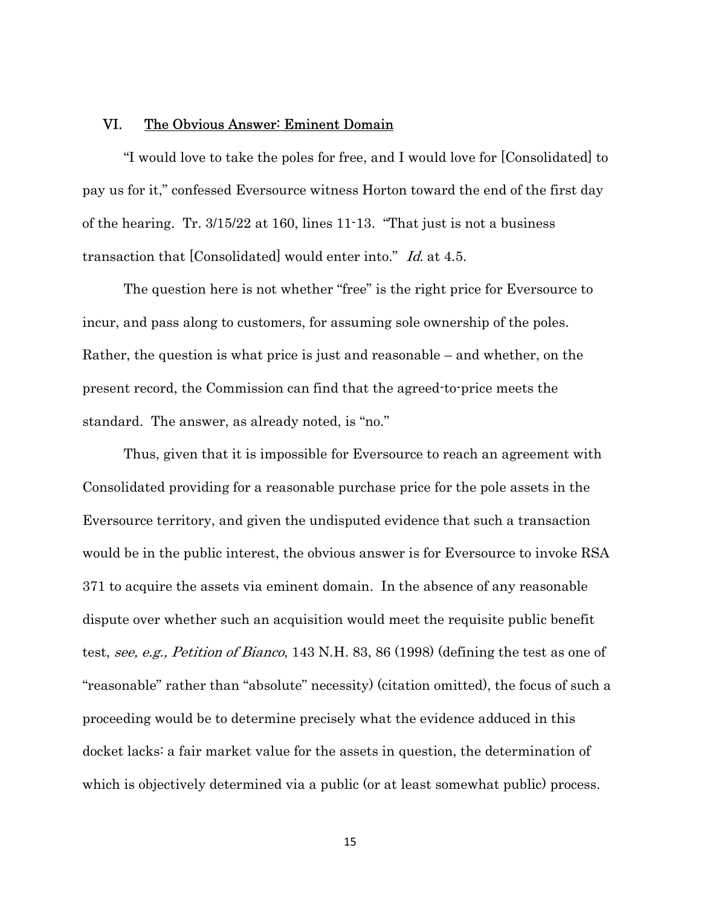## VI. The Obvious Answer: Eminent Domain

"I would love to take the poles for free, and I would love for [Consolidated] to pay us for it," confessed Eversource witness Horton toward the end of the first day of the hearing. Tr. 3/15/22 at 160, lines 11-13. "That just is not a business transaction that [Consolidated] would enter into." *Id.* at 4.5.

The question here is not whether "free" is the right price for Eversource to incur, and pass along to customers, for assuming sole ownership of the poles. Rather, the question is what price is just and reasonable – and whether, on the present record, the Commission can find that the agreed-to-price meets the standard. The answer, as already noted, is "no."

Thus, given that it is impossible for Eversource to reach an agreement with Consolidated providing for a reasonable purchase price for the pole assets in the Eversource territory, and given the undisputed evidence that such a transaction would be in the public interest, the obvious answer is for Eversource to invoke RSA 371 to acquire the assets via eminent domain. In the absence of any reasonable dispute over whether such an acquisition would meet the requisite public benefit test, *see, e.g., Petition of Bianco*, 143 N.H. 83, 86 (1998) (defining the test as one of "reasonable" rather than "absolute" necessity) (citation omitted), the focus of such a proceeding would be to determine precisely what the evidence adduced in this docket lacks: a fair market value for the assets in question, the determination of which is objectively determined via a public (or at least somewhat public) process.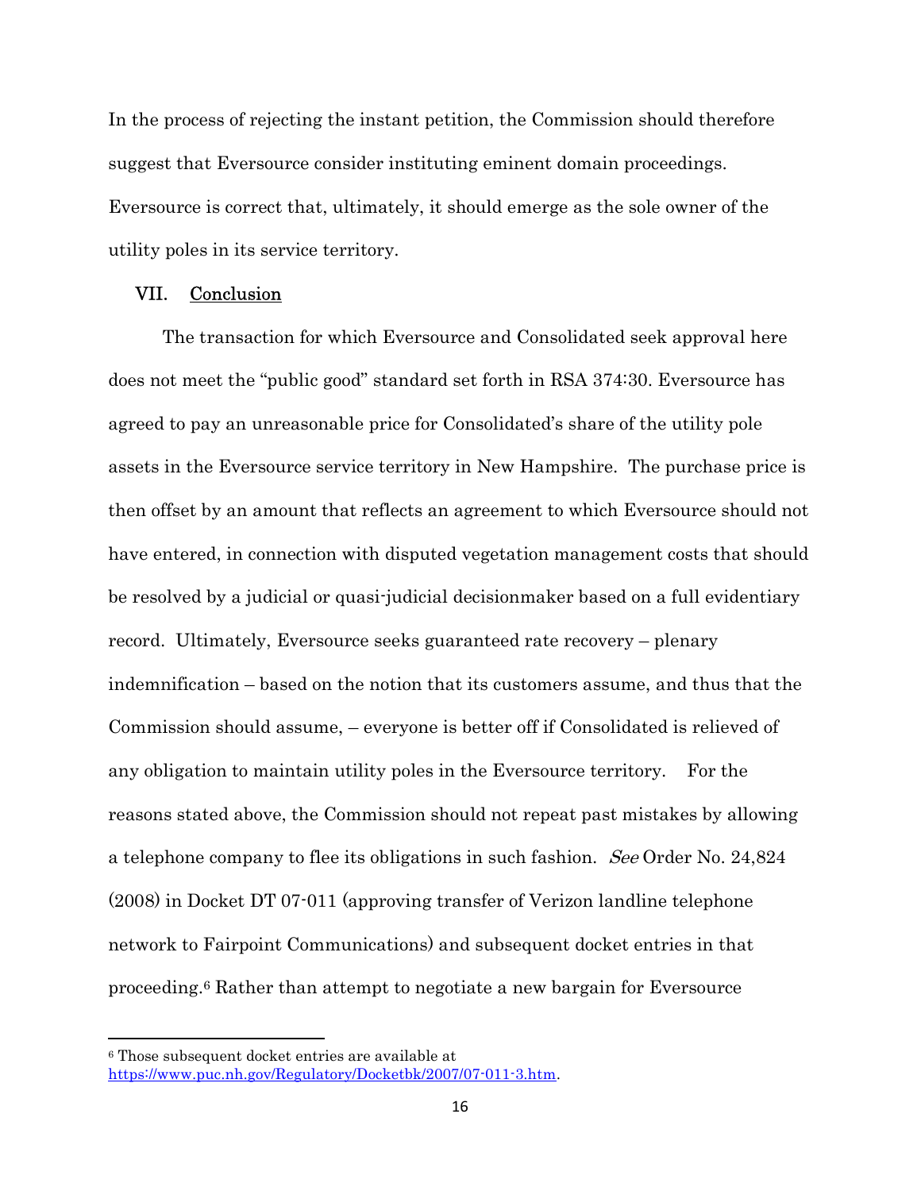In the process of rejecting the instant petition, the Commission should therefore suggest that Eversource consider instituting eminent domain proceedings. Eversource is correct that, ultimately, it should emerge as the sole owner of the utility poles in its service territory.

## VII. Conclusion

The transaction for which Eversource and Consolidated seek approval here does not meet the "public good" standard set forth in RSA 374:30. Eversource has agreed to pay an unreasonable price for Consolidated's share of the utility pole assets in the Eversource service territory in New Hampshire. The purchase price is then offset by an amount that reflects an agreement to which Eversource should not have entered, in connection with disputed vegetation management costs that should be resolved by a judicial or quasi-judicial decisionmaker based on a full evidentiary record. Ultimately, Eversource seeks guaranteed rate recovery – plenary indemnification – based on the notion that its customers assume, and thus that the Commission should assume, – everyone is better off if Consolidated is relieved of any obligation to maintain utility poles in the Eversource territory. For the reasons stated above, the Commission should not repeat past mistakes by allowing a telephone company to flee its obligations in such fashion. *See* Order No. 24,824 (2008) in Docket DT 07-011 (approving transfer of Verizon landline telephone network to Fairpoint Communications) and subsequent docket entries in that proceeding.[6] Rather than attempt to negotiate a new bargain for Eversource

[6] Those subsequent docket entries are available at https://www.puc.nh.gov/Regulatory/Docketbk/2007/07-011-3.htm.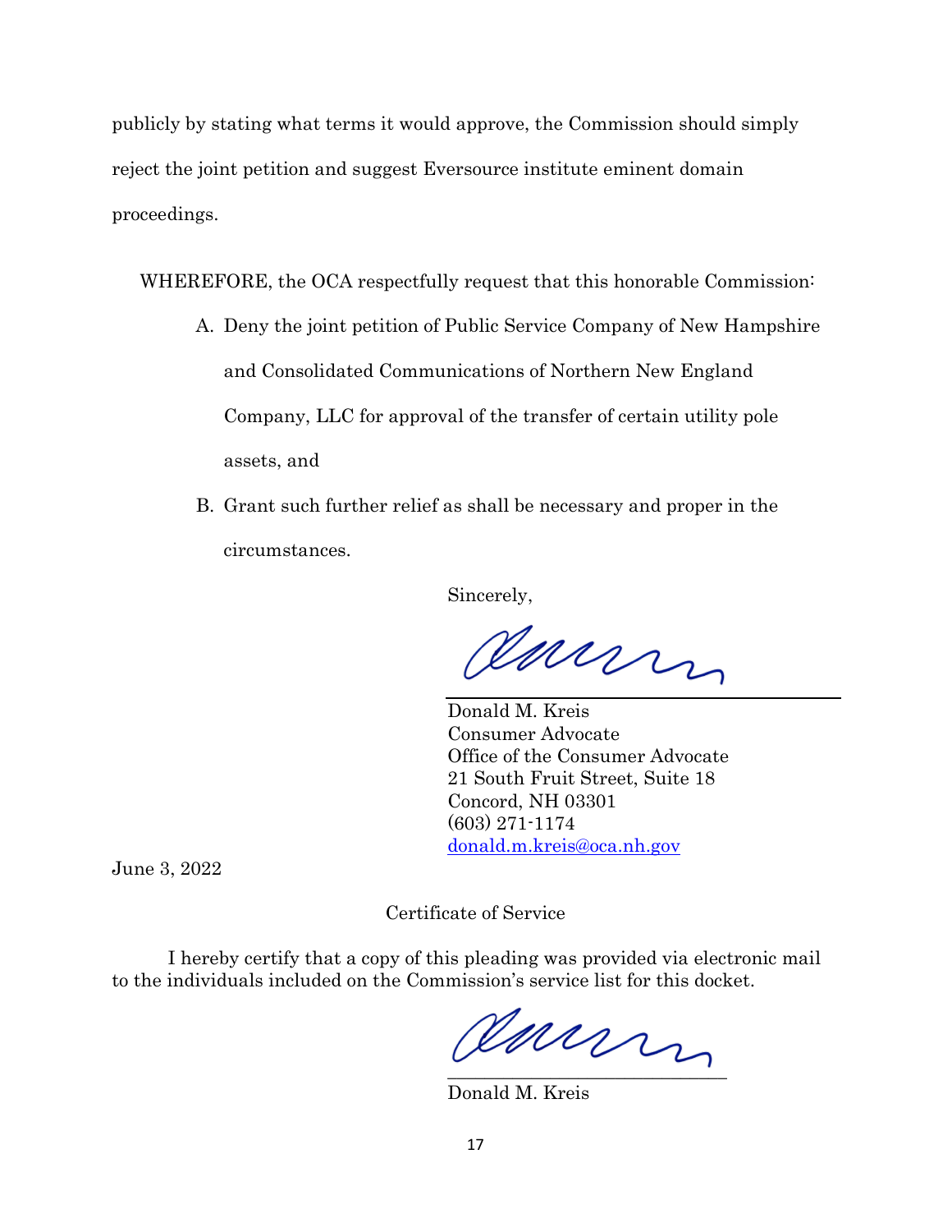publicly by stating what terms it would approve, the Commission should simply reject the joint petition and suggest Eversource institute eminent domain proceedings.

WHEREFORE, the OCA respectfully request that this honorable Commission:

A. Deny the joint petition of Public Service Company of New Hampshire and Consolidated Communications of Northern New England Company, LLC for approval of the transfer of certain utility pole assets, and

B. Grant such further relief as shall be necessary and proper in the circumstances.

Sincerely,

Donald M. Kreis
Consumer Advocate
Office of the Consumer Advocate
21 South Fruit Street, Suite 18
Concord, NH 03301
(603) 271-1174
donald.m.kreis@oca.nh.gov

June 3, 2022

Certificate of Service

I hereby certify that a copy of this pleading was provided via electronic mail to the individuals included on the Commission's service list for this docket.

Donald M. Kreis